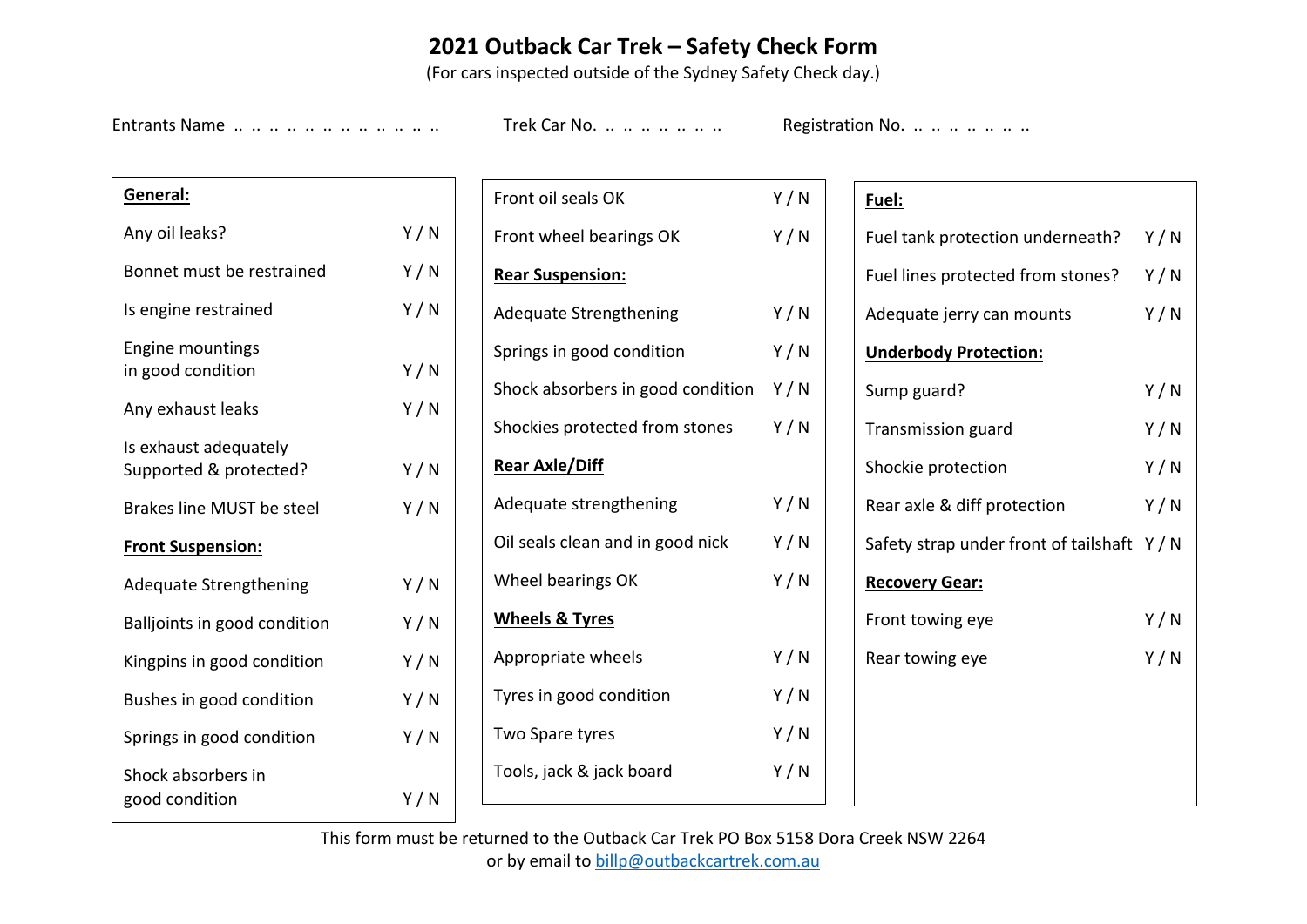# 2021 Outback Car Trek – Safety Check Form

(For cars inspected outside of the Sydney Safety Check day.)

Entrants Name .. .. .. .. .. .. .. .. .. .. .. .. Trek Car No. .. .. .. .. .. .. .. Registration No. .. .. .. .. .. .. ..

**General:**

| | |
|---|---|
| Any oil leaks? | Y / N |
| Bonnet must be restrained | Y / N |
| Is engine restrained | Y / N |
| Engine mountings in good condition | Y / N |
| Any exhaust leaks | Y / N |
| Is exhaust adequately Supported & protected? | Y / N |
| Brakes line MUST be steel | Y / N |

**Front Suspension:**

| | |
|---|---|
| Adequate Strengthening | Y / N |
| Balljoints in good condition | Y / N |
| Kingpins in good condition | Y / N |
| Bushes in good condition | Y / N |
| Springs in good condition | Y / N |
| Shock absorbers in good condition | Y / N |
| Front oil seals OK | Y / N |
| Front wheel bearings OK | Y / N |

**Rear Suspension:**

| | |
|---|---|
| Adequate Strengthening | Y / N |
| Springs in good condition | Y / N |
| Shock absorbers in good condition | Y / N |
| Shockies protected from stones | Y / N |

**Rear Axle/Diff**

| | |
|---|---|
| Adequate strengthening | Y / N |
| Oil seals clean and in good nick | Y / N |
| Wheel bearings OK | Y / N |

**Wheels & Tyres**

| | |
|---|---|
| Appropriate wheels | Y / N |
| Tyres in good condition | Y / N |
| Two Spare tyres | Y / N |
| Tools, jack & jack board | Y / N |

**Fuel:**

| | |
|---|---|
| Fuel tank protection underneath? | Y / N |
| Fuel lines protected from stones? | Y / N |
| Adequate jerry can mounts | Y / N |

**Underbody Protection:**

| | |
|---|---|
| Sump guard? | Y / N |
| Transmission guard | Y / N |
| Shockie protection | Y / N |
| Rear axle & diff protection | Y / N |
| Safety strap under front of tailshaft | Y / N |

**Recovery Gear:**

| | |
|---|---|
| Front towing eye | Y / N |
| Rear towing eye | Y / N |

This form must be returned to the Outback Car Trek PO Box 5158 Dora Creek NSW 2264
or by email to billp@outbackcartrek.com.au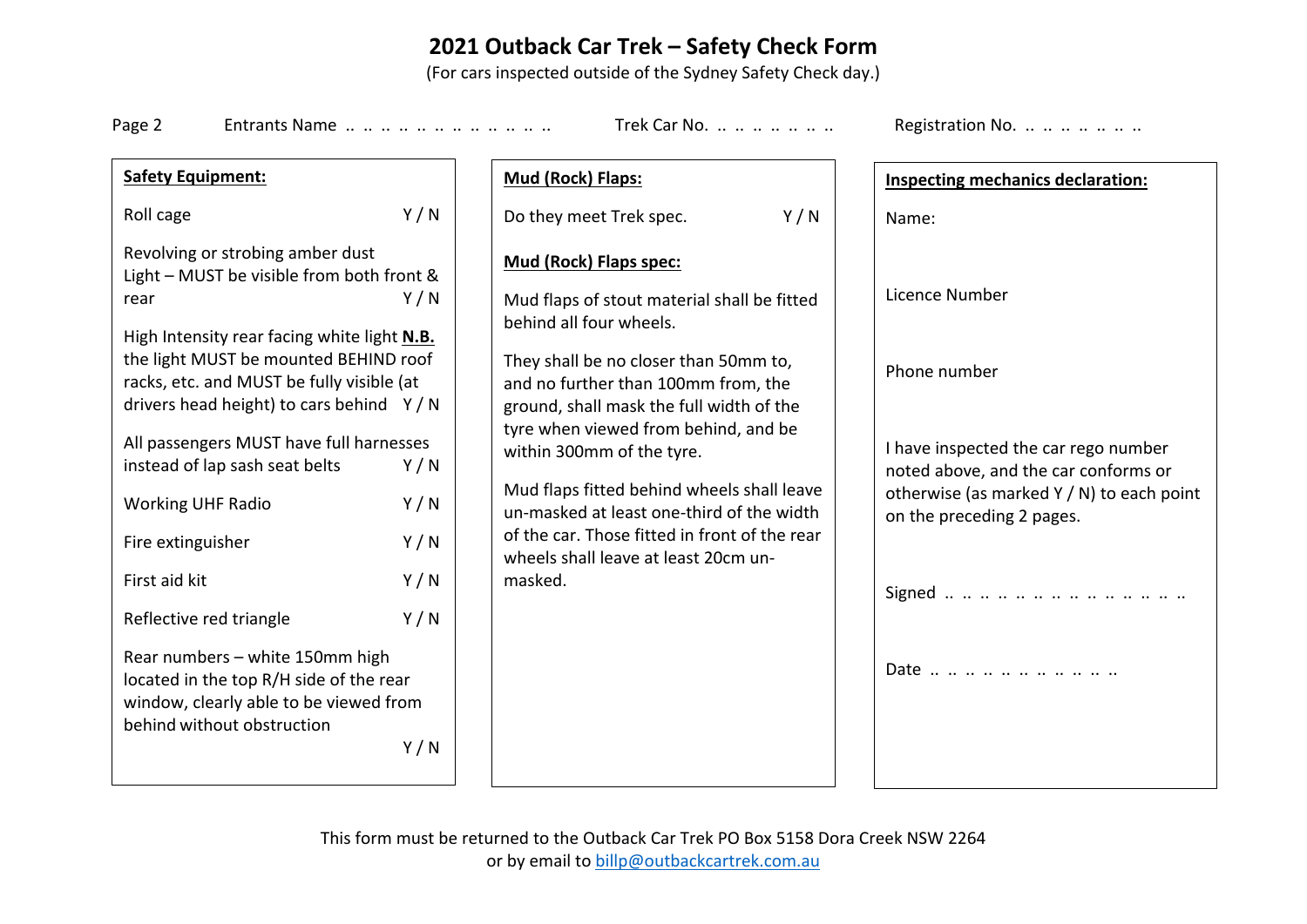# 2021 Outback Car Trek – Safety Check Form

(For cars inspected outside of the Sydney Safety Check day.)

Page 2 Entrants Name .. .. .. .. .. .. .. .. .. .. .. .. Trek Car No. .. .. .. .. .. .. .. Registration No. .. .. .. .. .. .. ..

**Safety Equipment:**

Roll cage Y / N

Revolving or strobing amber dust Light – MUST be visible from both front & rear Y / N

High Intensity rear facing white light **N.B.** the light MUST be mounted BEHIND roof racks, etc. and MUST be fully visible (at drivers head height) to cars behind Y / N

All passengers MUST have full harnesses instead of lap sash seat belts Y / N

Working UHF Radio Y / N

Fire extinguisher Y / N

First aid kit Y / N

Reflective red triangle Y / N

Rear numbers – white 150mm high located in the top R/H side of the rear window, clearly able to be viewed from behind without obstruction Y / N

**Mud (Rock) Flaps:**

Do they meet Trek spec. Y / N

**Mud (Rock) Flaps spec:**

Mud flaps of stout material shall be fitted behind all four wheels.

They shall be no closer than 50mm to, and no further than 100mm from, the ground, shall mask the full width of the tyre when viewed from behind, and be within 300mm of the tyre.

Mud flaps fitted behind wheels shall leave un-masked at least one-third of the width of the car. Those fitted in front of the rear wheels shall leave at least 20cm un-masked.

**Inspecting mechanics declaration:**

Name:

Licence Number

Phone number

I have inspected the car rego number noted above, and the car conforms or otherwise (as marked Y / N) to each point on the preceding 2 pages.

Signed .. .. .. .. .. .. .. .. .. .. .. .. .. .. ..

Date .. .. .. .. .. .. .. .. .. .. .. ..

This form must be returned to the Outback Car Trek PO Box 5158 Dora Creek NSW 2264 or by email to billp@outbackcartrek.com.au